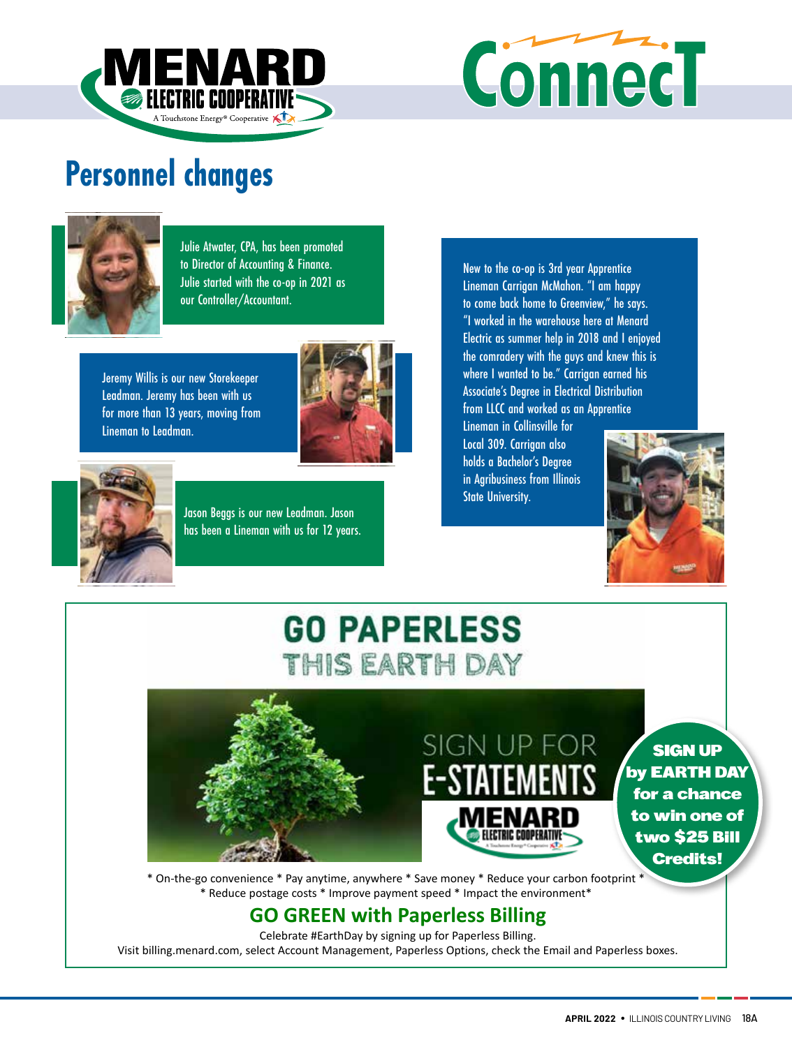# MENARD ELECTRIC COOPERATIVE

A Touchstone Energy® Cooperative

# ConnecT

## Personnel changes

Julie Atwater, CPA, has been promoted to Director of Accounting & Finance. Julie started with the co-op in 2021 as our Controller/Accountant.

Jeremy Willis is our new Storekeeper Leadman. Jeremy has been with us for more than 13 years, moving from Lineman to Leadman.

Jason Beggs is our new Leadman. Jason has been a Lineman with us for 12 years.

New to the co-op is 3rd year Apprentice Lineman Carrigan McMahon. "I am happy to come back home to Greenview," he says. "I worked in the warehouse here at Menard Electric as summer help in 2018 and I enjoyed the comradery with the guys and knew this is where I wanted to be." Carrigan earned his Associate's Degree in Electrical Distribution from LLCC and worked as an Apprentice Lineman in Collinsville for Local 309. Carrigan also holds a Bachelor's Degree in Agribusiness from Illinois State University.

## GO PAPERLESS
### THIS EARTH DAY

SIGN UP FOR E-STATEMENTS

MENARD ELECTRIC COOPERATIVE

**SIGN UP by EARTH DAY for a chance to win one of two $25 Bill Credits!**

* On-the-go convenience * Pay anytime, anywhere * Save money * Reduce your carbon footprint *
* Reduce postage costs * Improve payment speed * Impact the environment*

## GO GREEN with Paperless Billing

Celebrate #EarthDay by signing up for Paperless Billing.
Visit billing.menard.com, select Account Management, Paperless Options, check the Email and Paperless boxes.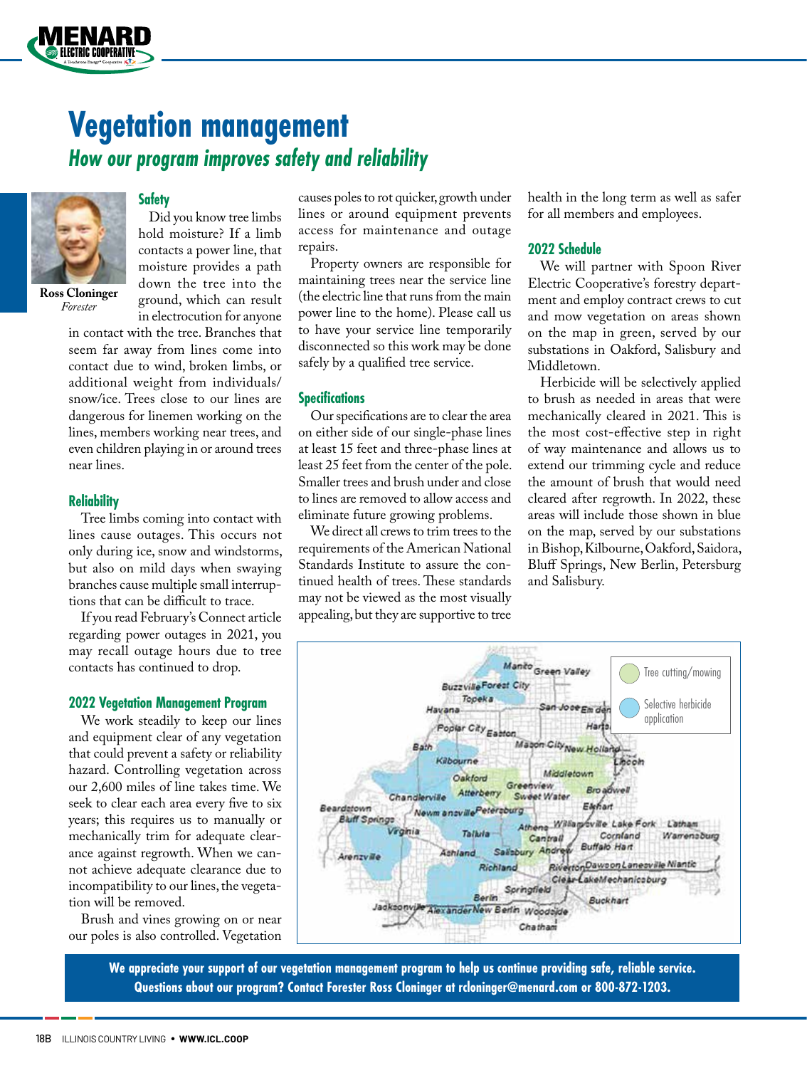# Vegetation management

## *How our program improves safety and reliability*

**Ross Cloninger**
*Forester*

### Safety

Did you know tree limbs hold moisture? If a limb contacts a power line, that moisture provides a path down the tree into the ground, which can result in electrocution for anyone in contact with the tree. Branches that seem far away from lines come into contact due to wind, broken limbs, or additional weight from individuals/snow/ice. Trees close to our lines are dangerous for linemen working on the lines, members working near trees, and even children playing in or around trees near lines.

### Reliability

Tree limbs coming into contact with lines cause outages. This occurs not only during ice, snow and windstorms, but also on mild days when swaying branches cause multiple small interruptions that can be difficult to trace.

If you read February's Connect article regarding power outages in 2021, you may recall outage hours due to tree contacts has continued to drop.

### 2022 Vegetation Management Program

We work steadily to keep our lines and equipment clear of any vegetation that could prevent a safety or reliability hazard. Controlling vegetation across our 2,600 miles of line takes time. We seek to clear each area every five to six years; this requires us to manually or mechanically trim for adequate clearance against regrowth. When we cannot achieve adequate clearance due to incompatibility to our lines, the vegetation will be removed.

Brush and vines growing on or near our poles is also controlled. Vegetation causes poles to rot quicker, growth under lines or around equipment prevents access for maintenance and outage repairs.

Property owners are responsible for maintaining trees near the service line (the electric line that runs from the main power line to the home). Please call us to have your service line temporarily disconnected so this work may be done safely by a qualified tree service.

### Specifications

Our specifications are to clear the area on either side of our single-phase lines at least 15 feet and three-phase lines at least 25 feet from the center of the pole. Smaller trees and brush under and close to lines are removed to allow access and eliminate future growing problems.

We direct all crews to trim trees to the requirements of the American National Standards Institute to assure the continued health of trees. These standards may not be viewed as the most visually appealing, but they are supportive to tree health in the long term as well as safer for all members and employees.

### 2022 Schedule

We will partner with Spoon River Electric Cooperative's forestry department and employ contract crews to cut and mow vegetation on areas shown on the map in green, served by our substations in Oakford, Salisbury and Middletown.

Herbicide will be selectively applied to brush as needed in areas that were mechanically cleared in 2021. This is the most cost-effective step in right of way maintenance and allows us to extend our trimming cycle and reduce the amount of brush that would need cleared after regrowth. In 2022, these areas will include those shown in blue on the map, served by our substations in Bishop, Kilbourne, Oakford, Saidora, Bluff Springs, New Berlin, Petersburg and Salisbury.

Tree cutting/mowing
Selective herbicide application

Manito, Green Valley, Buzzville, Forest City, Topeka, Havana, San Jose, Emden, Hartsburg, Poplar City, Easton, Bath, Mason City, New Holland, Lincoln, Kilbourne, Oakford, Middletown, Greenview, Atterberry, Sweet Water, Broadwell, Chandlerville, Elkhart, Beardstown, Newmansville, Petersburg, Bluff Springs, Virginia, Tallula, Athens, Williamsville, Lake Fork, Latham, Cantrall, Cornland, Warrensburg, Arenzville, Ashland, Salisbury, Andrew, Buffalo Hart, Richland, Riverton, Dawson, Lanesville, Niantic, Clear Lake, Mechanicsburg, Springfield, Berlin, Buckhart, Jacksonville, Alexander, New Berlin, Woodside, Chatham

**We appreciate your support of our vegetation management program to help us continue providing safe, reliable service. Questions about our program? Contact Forester Ross Cloninger at rcloninger@menard.com or 800-872-1203.**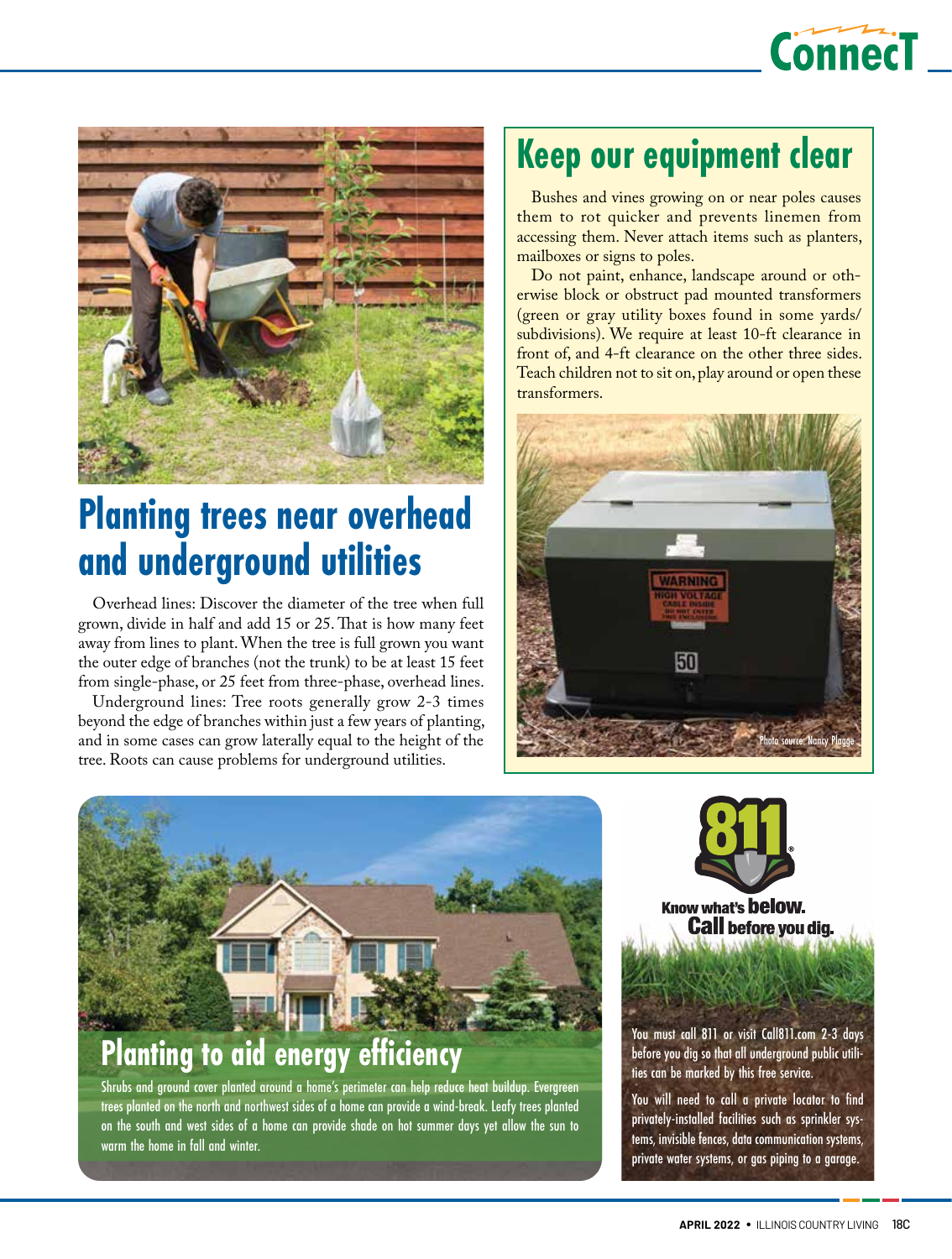## Planting trees near overhead and underground utilities

Overhead lines: Discover the diameter of the tree when full grown, divide in half and add 15 or 25. That is how many feet away from lines to plant. When the tree is full grown you want the outer edge of branches (not the trunk) to be at least 15 feet from single-phase, or 25 feet from three-phase, overhead lines.

Underground lines: Tree roots generally grow 2-3 times beyond the edge of branches within just a few years of planting, and in some cases can grow laterally equal to the height of the tree. Roots can cause problems for underground utilities.

## Keep our equipment clear

Bushes and vines growing on or near poles causes them to rot quicker and prevents linemen from accessing them. Never attach items such as planters, mailboxes or signs to poles.

Do not paint, enhance, landscape around or otherwise block or obstruct pad mounted transformers (green or gray utility boxes found in some yards/ subdivisions). We require at least 10-ft clearance in front of, and 4-ft clearance on the other three sides. Teach children not to sit on, play around or open these transformers.

Photo source: Nancy Plagge

## Planting to aid energy efficiency

Shrubs and ground cover planted around a home's perimeter can help reduce heat buildup. Evergreen trees planted on the north and northwest sides of a home can provide a wind-break. Leafy trees planted on the south and west sides of a home can provide shade on hot summer days yet allow the sun to warm the home in fall and winter.

**811**

**Know what's below. Call before you dig.**

You must call 811 or visit Call811.com 2-3 days before you dig so that all underground public utilities can be marked by this free service.

You will need to call a private locator to find privately-installed facilities such as sprinkler systems, invisible fences, data communication systems, private water systems, or gas piping to a garage.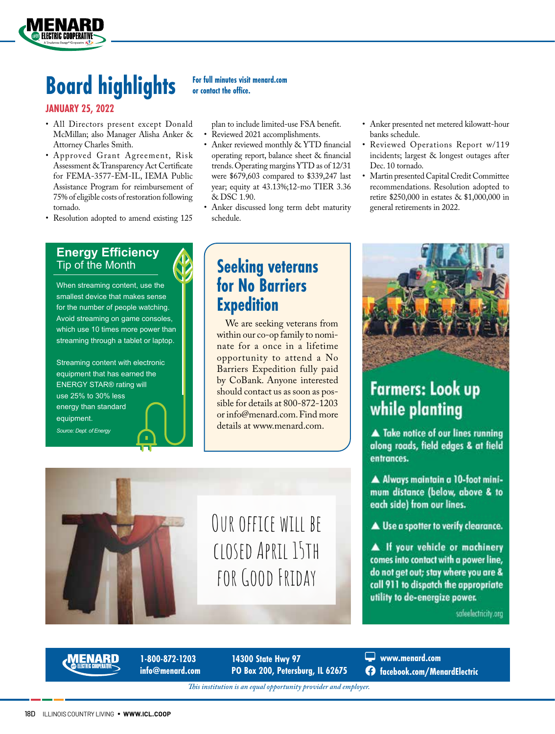# Board highlights

**For full minutes visit menard.com or contact the office.**

## JANUARY 25, 2022

- All Directors present except Donald McMillan; also Manager Alisha Anker & Attorney Charles Smith.
- Approved Grant Agreement, Risk Assessment & Transparency Act Certificate for FEMA-3577-EM-IL, IEMA Public Assistance Program for reimbursement of 75% of eligible costs of restoration following tornado.
- Resolution adopted to amend existing 125 plan to include limited-use FSA benefit.
- Reviewed 2021 accomplishments.
- Anker reviewed monthly & YTD financial operating report, balance sheet & financial trends. Operating margins YTD as of 12/31 were $679,603 compared to $339,247 last year; equity at 43.13%;12-mo TIER 3.36 & DSC 1.90.
- Anker discussed long term debt maturity schedule.
- Anker presented net metered kilowatt-hour banks schedule.
- Reviewed Operations Report w/119 incidents; largest & longest outages after Dec. 10 tornado.
- Martin presented Capital Credit Committee recommendations. Resolution adopted to retire $250,000 in estates & $1,000,000 in general retirements in 2022.

## Energy Efficiency Tip of the Month

When streaming content, use the smallest device that makes sense for the number of people watching. Avoid streaming on game consoles, which use 10 times more power than streaming through a tablet or laptop.

Streaming content with electronic equipment that has earned the ENERGY STAR® rating will use 25% to 30% less energy than standard equipment.

*Source: Dept. of Energy*

## Seeking veterans for No Barriers Expedition

We are seeking veterans from within our co-op family to nominate for a once in a lifetime opportunity to attend a No Barriers Expedition fully paid by CoBank. Anyone interested should contact us as soon as possible for details at 800-872-1203 or info@menard.com. Find more details at www.menard.com.

## Farmers: Look up while planting

▲ Take notice of our lines running along roads, field edges & at field entrances.

▲ Always maintain a 10-foot minimum distance (below, above & to each side) from our lines.

▲ Use a spotter to verify clearance.

▲ If your vehicle or machinery comes into contact with a power line, do not get out; stay where you are & call 911 to dispatch the appropriate utility to de-energize power.

safeelectricity.org

OUR OFFICE WILL BE CLOSED APRIL 15TH FOR GOOD FRIDAY

MENARD ELECTRIC COOPERATIVE

1-800-872-1203
info@menard.com

14300 State Hwy 97
PO Box 200, Petersburg, IL 62675

www.menard.com
facebook.com/MenardElectric

*This institution is an equal opportunity provider and employer.*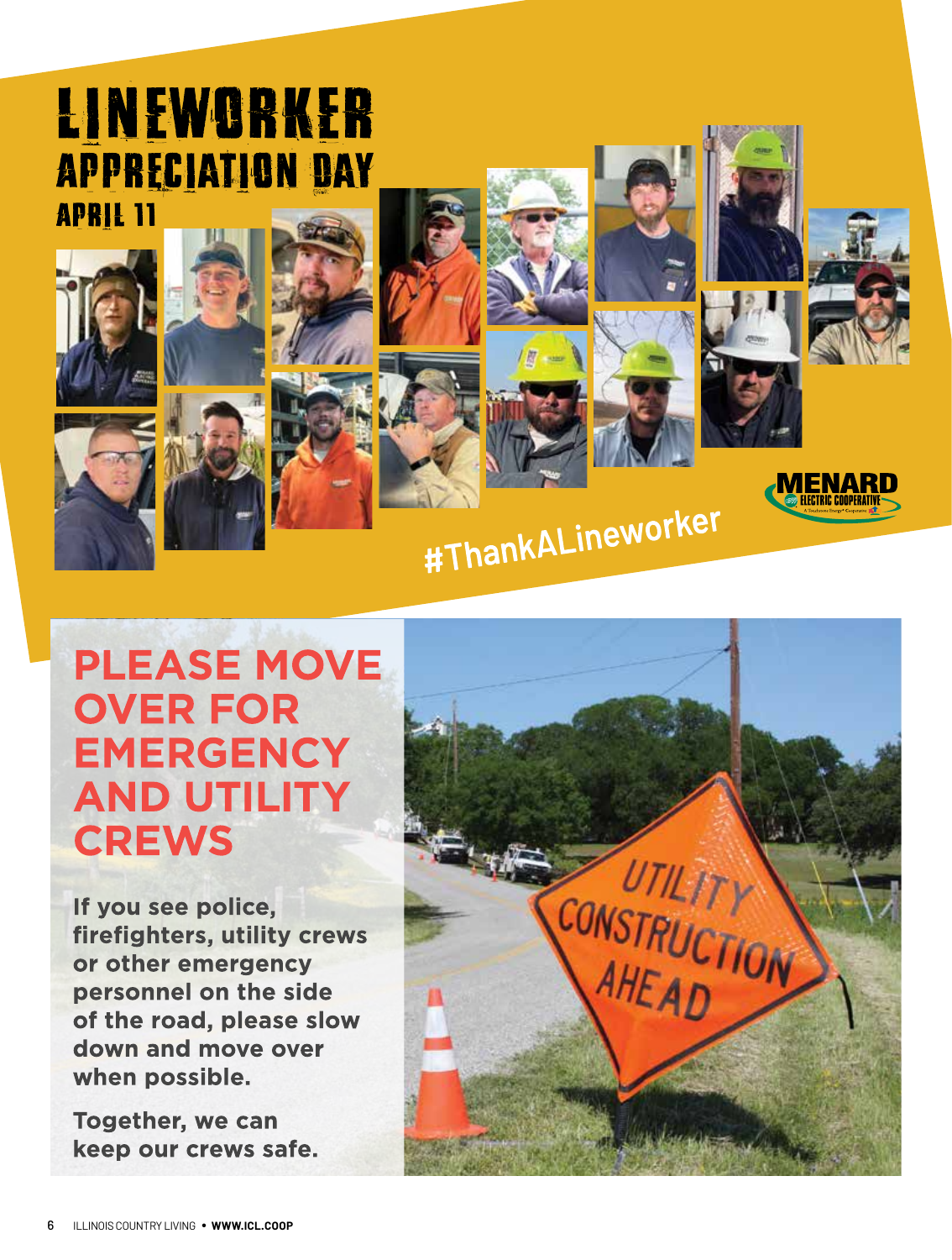# LINEWORKER APPRECIATION DAY

## APRIL 11

#ThankALineworker

MENARD ELECTRIC COOPERATIVE

# PLEASE MOVE OVER FOR EMERGENCY AND UTILITY CREWS

**If you see police, firefighters, utility crews or other emergency personnel on the side of the road, please slow down and move over when possible.**

**Together, we can keep our crews safe.**